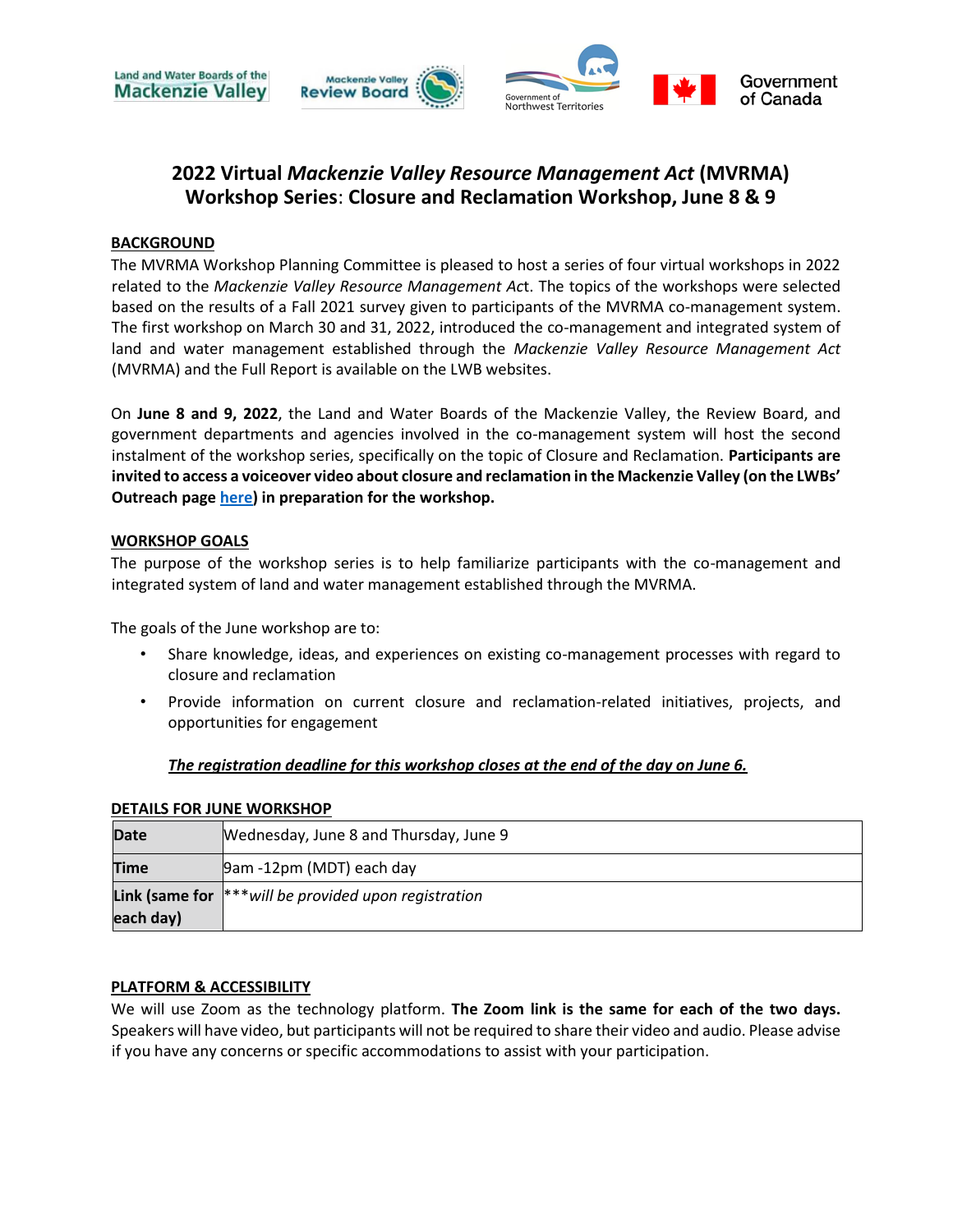# 2022 Virtual *Mackenzie Valley Resource Management Act* (MVRMA) Workshop Series: Closure and Reclamation Workshop, June 8 & 9

## BACKGROUND

The MVRMA Workshop Planning Committee is pleased to host a series of four virtual workshops in 2022 related to the *Mackenzie Valley Resource Management Act*. The topics of the workshops were selected based on the results of a Fall 2021 survey given to participants of the MVRMA co-management system. The first workshop on March 30 and 31, 2022, introduced the co-management and integrated system of land and water management established through the *Mackenzie Valley Resource Management Act* (MVRMA) and the Full Report is available on the LWB websites.

On **June 8 and 9, 2022**, the Land and Water Boards of the Mackenzie Valley, the Review Board, and government departments and agencies involved in the co-management system will host the second instalment of the workshop series, specifically on the topic of Closure and Reclamation. **Participants are invited to access a voiceover video about closure and reclamation in the Mackenzie Valley (on the LWBs' Outreach page here) in preparation for the workshop.**

## WORKSHOP GOALS

The purpose of the workshop series is to help familiarize participants with the co-management and integrated system of land and water management established through the MVRMA.

The goals of the June workshop are to:

- Share knowledge, ideas, and experiences on existing co-management processes with regard to closure and reclamation
- Provide information on current closure and reclamation-related initiatives, projects, and opportunities for engagement

***The registration deadline for this workshop closes at the end of the day on June 6.***

## DETAILS FOR JUNE WORKSHOP

| **Date** | Wednesday, June 8 and Thursday, June 9 |
|---|---|
| **Time** | 9am -12pm (MDT) each day |
| **Link (same for each day)** | ****will be provided upon registration* |

## PLATFORM & ACCESSIBILITY

We will use Zoom as the technology platform. **The Zoom link is the same for each of the two days.** Speakers will have video, but participants will not be required to share their video and audio. Please advise if you have any concerns or specific accommodations to assist with your participation.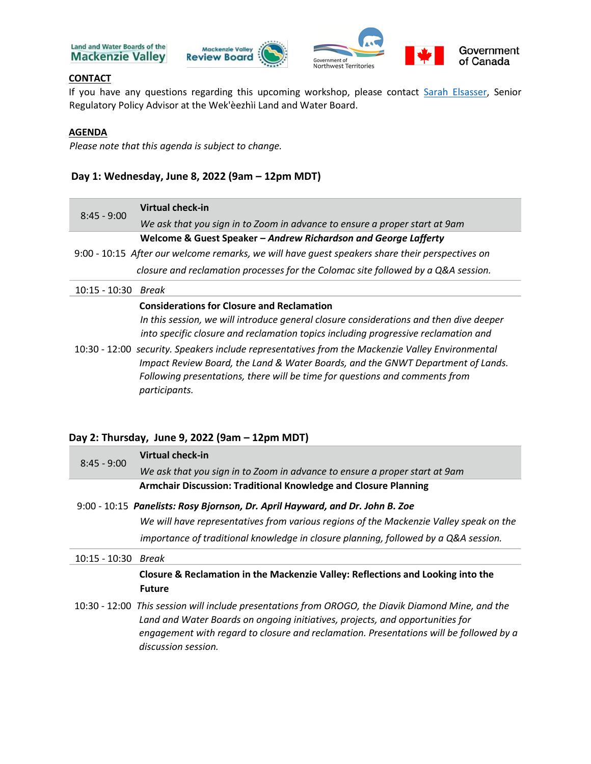Land and Water Boards of the Mackenzie Valley | Mackenzie Valley Review Board | Government of Northwest Territories | Government of Canada

**CONTACT**

If you have any questions regarding this upcoming workshop, please contact Sarah Elsasser, Senior Regulatory Policy Advisor at the Wek'èezhìi Land and Water Board.

**AGENDA**

*Please note that this agenda is subject to change.*

### Day 1: Wednesday, June 8, 2022 (9am – 12pm MDT)

| | |
|---|---|
| 8:45 - 9:00 | **Virtual check-in**<br>*We ask that you sign in to Zoom in advance to ensure a proper start at 9am* |
| 9:00 - 10:15 | **Welcome & Guest Speaker – *Andrew Richardson and George Lafferty***<br>*After our welcome remarks, we will have guest speakers share their perspectives on closure and reclamation processes for the Colomac site followed by a Q&A session.* |
| 10:15 - 10:30 | *Break* |
| 10:30 - 12:00 | **Considerations for Closure and Reclamation**<br>*In this session, we will introduce general closure considerations and then dive deeper into specific closure and reclamation topics including progressive reclamation and security. Speakers include representatives from the Mackenzie Valley Environmental Impact Review Board, the Land & Water Boards, and the GNWT Department of Lands. Following presentations, there will be time for questions and comments from participants.* |

### Day 2: Thursday, June 9, 2022 (9am – 12pm MDT)

| | |
|---|---|
| 8:45 - 9:00 | **Virtual check-in**<br>*We ask that you sign in to Zoom in advance to ensure a proper start at 9am* |
| 9:00 - 10:15 | **Armchair Discussion: Traditional Knowledge and Closure Planning**<br>***Panelists: Rosy Bjornson, Dr. April Hayward, and Dr. John B. Zoe***<br>*We will have representatives from various regions of the Mackenzie Valley speak on the importance of traditional knowledge in closure planning, followed by a Q&A session.* |
| 10:15 - 10:30 | *Break* |
| 10:30 - 12:00 | **Closure & Reclamation in the Mackenzie Valley: Reflections and Looking into the Future**<br>*This session will include presentations from OROGO, the Diavik Diamond Mine, and the Land and Water Boards on ongoing initiatives, projects, and opportunities for engagement with regard to closure and reclamation. Presentations will be followed by a discussion session.* |